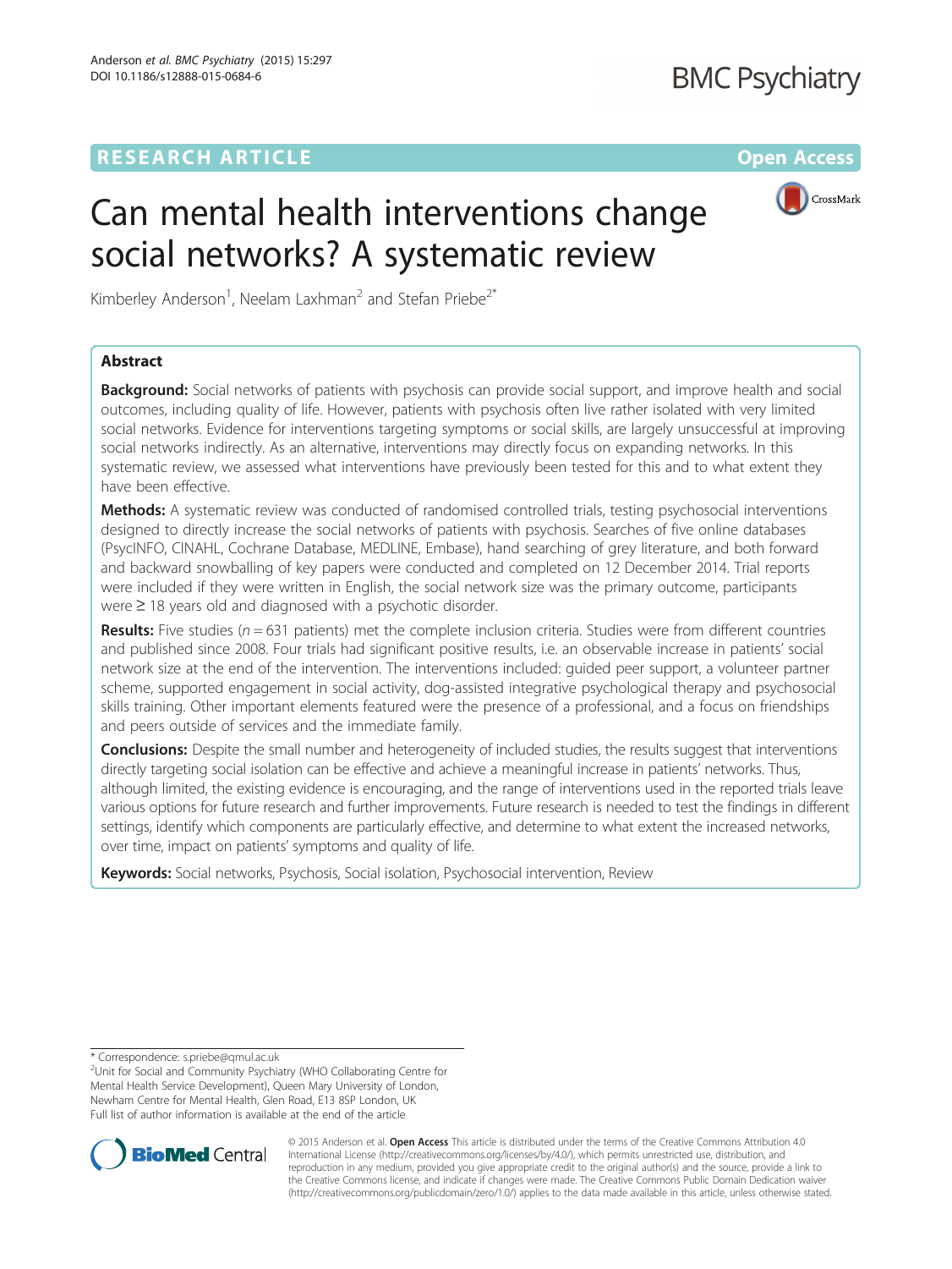RESEARCH ARTICLE

Open Access

# Can mental health interventions change social networks? A systematic review

Kimberley Anderson[1], Neelam Laxhman[2] and Stefan Priebe[2*]

## Abstract

**Background:** Social networks of patients with psychosis can provide social support, and improve health and social outcomes, including quality of life. However, patients with psychosis often live rather isolated with very limited social networks. Evidence for interventions targeting symptoms or social skills, are largely unsuccessful at improving social networks indirectly. As an alternative, interventions may directly focus on expanding networks. In this systematic review, we assessed what interventions have previously been tested for this and to what extent they have been effective.

**Methods:** A systematic review was conducted of randomised controlled trials, testing psychosocial interventions designed to directly increase the social networks of patients with psychosis. Searches of five online databases (PsycINFO, CINAHL, Cochrane Database, MEDLINE, Embase), hand searching of grey literature, and both forward and backward snowballing of key papers were conducted and completed on 12 December 2014. Trial reports were included if they were written in English, the social network size was the primary outcome, participants were ≥ 18 years old and diagnosed with a psychotic disorder.

**Results:** Five studies ($n = 631$ patients) met the complete inclusion criteria. Studies were from different countries and published since 2008. Four trials had significant positive results, i.e. an observable increase in patients' social network size at the end of the intervention. The interventions included: guided peer support, a volunteer partner scheme, supported engagement in social activity, dog-assisted integrative psychological therapy and psychosocial skills training. Other important elements featured were the presence of a professional, and a focus on friendships and peers outside of services and the immediate family.

**Conclusions:** Despite the small number and heterogeneity of included studies, the results suggest that interventions directly targeting social isolation can be effective and achieve a meaningful increase in patients' networks. Thus, although limited, the existing evidence is encouraging, and the range of interventions used in the reported trials leave various options for future research and further improvements. Future research is needed to test the findings in different settings, identify which components are particularly effective, and determine to what extent the increased networks, over time, impact on patients' symptoms and quality of life.

**Keywords:** Social networks, Psychosis, Social isolation, Psychosocial intervention, Review

\* Correspondence: s.priebe@qmul.ac.uk

[2]Unit for Social and Community Psychiatry (WHO Collaborating Centre for Mental Health Service Development), Queen Mary University of London, Newham Centre for Mental Health, Glen Road, E13 8SP London, UK

Full list of author information is available at the end of the article

© 2015 Anderson et al. **Open Access** This article is distributed under the terms of the Creative Commons Attribution 4.0 International License (http://creativecommons.org/licenses/by/4.0/), which permits unrestricted use, distribution, and reproduction in any medium, provided you give appropriate credit to the original author(s) and the source, provide a link to the Creative Commons license, and indicate if changes were made. The Creative Commons Public Domain Dedication waiver (http://creativecommons.org/publicdomain/zero/1.0/) applies to the data made available in this article, unless otherwise stated.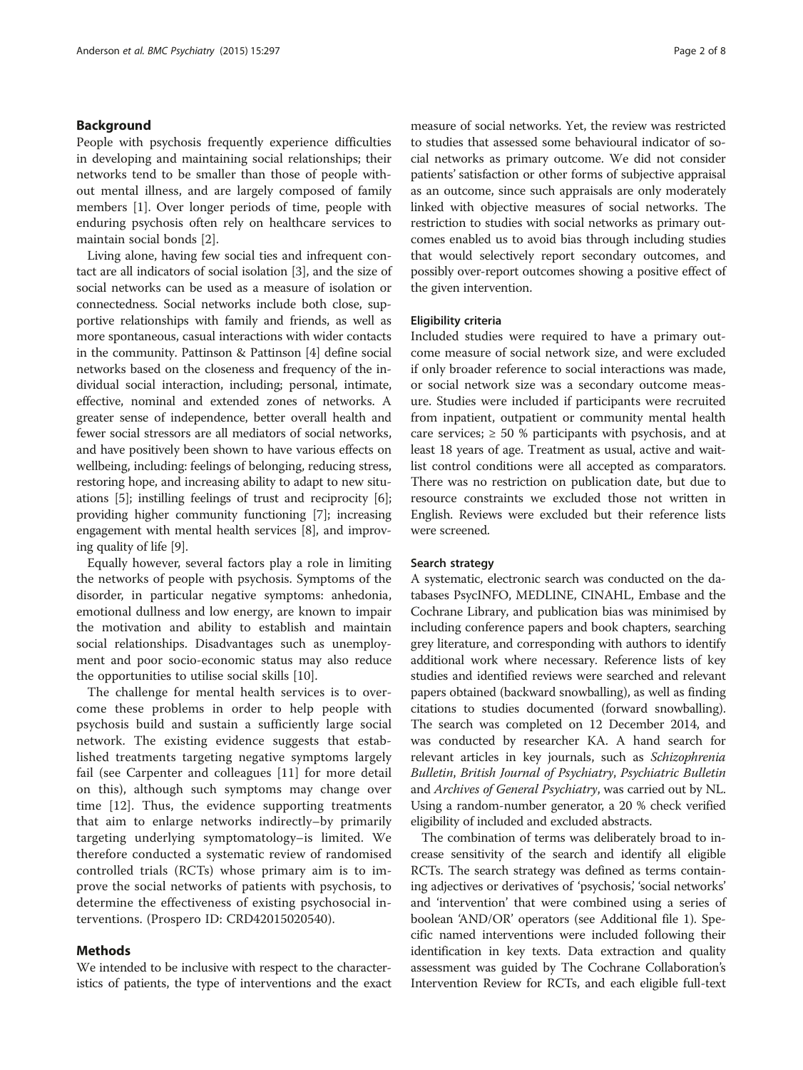## Background

People with psychosis frequently experience difficulties in developing and maintaining social relationships; their networks tend to be smaller than those of people without mental illness, and are largely composed of family members [1]. Over longer periods of time, people with enduring psychosis often rely on healthcare services to maintain social bonds [2].

Living alone, having few social ties and infrequent contact are all indicators of social isolation [3], and the size of social networks can be used as a measure of isolation or connectedness. Social networks include both close, supportive relationships with family and friends, as well as more spontaneous, casual interactions with wider contacts in the community. Pattinson & Pattinson [4] define social networks based on the closeness and frequency of the individual social interaction, including; personal, intimate, effective, nominal and extended zones of networks. A greater sense of independence, better overall health and fewer social stressors are all mediators of social networks, and have positively been shown to have various effects on wellbeing, including: feelings of belonging, reducing stress, restoring hope, and increasing ability to adapt to new situations [5]; instilling feelings of trust and reciprocity [6]; providing higher community functioning [7]; increasing engagement with mental health services [8], and improving quality of life [9].

Equally however, several factors play a role in limiting the networks of people with psychosis. Symptoms of the disorder, in particular negative symptoms: anhedonia, emotional dullness and low energy, are known to impair the motivation and ability to establish and maintain social relationships. Disadvantages such as unemployment and poor socio-economic status may also reduce the opportunities to utilise social skills [10].

The challenge for mental health services is to overcome these problems in order to help people with psychosis build and sustain a sufficiently large social network. The existing evidence suggests that established treatments targeting negative symptoms largely fail (see Carpenter and colleagues [11] for more detail on this), although such symptoms may change over time [12]. Thus, the evidence supporting treatments that aim to enlarge networks indirectly–by primarily targeting underlying symptomatology–is limited. We therefore conducted a systematic review of randomised controlled trials (RCTs) whose primary aim is to improve the social networks of patients with psychosis, to determine the effectiveness of existing psychosocial interventions. (Prospero ID: CRD42015020540).

## Methods

We intended to be inclusive with respect to the characteristics of patients, the type of interventions and the exact measure of social networks. Yet, the review was restricted to studies that assessed some behavioural indicator of social networks as primary outcome. We did not consider patients' satisfaction or other forms of subjective appraisal as an outcome, since such appraisals are only moderately linked with objective measures of social networks. The restriction to studies with social networks as primary outcomes enabled us to avoid bias through including studies that would selectively report secondary outcomes, and possibly over-report outcomes showing a positive effect of the given intervention.

### Eligibility criteria

Included studies were required to have a primary outcome measure of social network size, and were excluded if only broader reference to social interactions was made, or social network size was a secondary outcome measure. Studies were included if participants were recruited from inpatient, outpatient or community mental health care services; ≥ 50 % participants with psychosis, and at least 18 years of age. Treatment as usual, active and wait-list control conditions were all accepted as comparators. There was no restriction on publication date, but due to resource constraints we excluded those not written in English. Reviews were excluded but their reference lists were screened.

### Search strategy

A systematic, electronic search was conducted on the databases PsycINFO, MEDLINE, CINAHL, Embase and the Cochrane Library, and publication bias was minimised by including conference papers and book chapters, searching grey literature, and corresponding with authors to identify additional work where necessary. Reference lists of key studies and identified reviews were searched and relevant papers obtained (backward snowballing), as well as finding citations to studies documented (forward snowballing). The search was completed on 12 December 2014, and was conducted by researcher KA. A hand search for relevant articles in key journals, such as *Schizophrenia Bulletin*, *British Journal of Psychiatry*, *Psychiatric Bulletin* and *Archives of General Psychiatry*, was carried out by NL. Using a random-number generator, a 20 % check verified eligibility of included and excluded abstracts.

The combination of terms was deliberately broad to increase sensitivity of the search and identify all eligible RCTs. The search strategy was defined as terms containing adjectives or derivatives of 'psychosis,' 'social networks' and 'intervention' that were combined using a series of boolean 'AND/OR' operators (see Additional file 1). Specific named interventions were included following their identification in key texts. Data extraction and quality assessment was guided by The Cochrane Collaboration's Intervention Review for RCTs, and each eligible full-text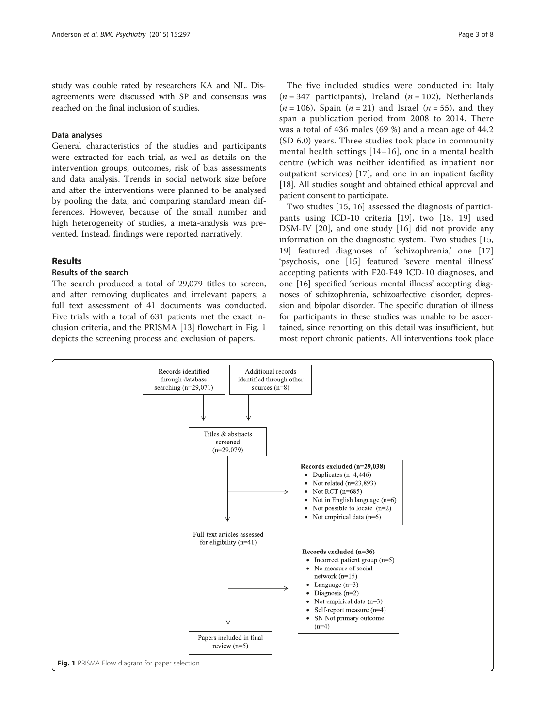study was double rated by researchers KA and NL. Disagreements were discussed with SP and consensus was reached on the final inclusion of studies.

### Data analyses

General characteristics of the studies and participants were extracted for each trial, as well as details on the intervention groups, outcomes, risk of bias assessments and data analysis. Trends in social network size before and after the interventions were planned to be analysed by pooling the data, and comparing standard mean differences. However, because of the small number and high heterogeneity of studies, a meta-analysis was prevented. Instead, findings were reported narratively.

## Results

### Results of the search

The search produced a total of 29,079 titles to screen, and after removing duplicates and irrelevant papers; a full text assessment of 41 documents was conducted. Five trials with a total of 631 patients met the exact inclusion criteria, and the PRISMA [13] flowchart in Fig. 1 depicts the screening process and exclusion of papers.

The five included studies were conducted in: Italy (*n* = 347 participants), Ireland (*n* = 102), Netherlands (*n* = 106), Spain (*n* = 21) and Israel (*n* = 55), and they span a publication period from 2008 to 2014. There was a total of 436 males (69 %) and a mean age of 44.2 (SD 6.0) years. Three studies took place in community mental health settings [14–16], one in a mental health centre (which was neither identified as inpatient nor outpatient services) [17], and one in an inpatient facility [18]. All studies sought and obtained ethical approval and patient consent to participate.

Two studies [15, 16] assessed the diagnosis of participants using ICD-10 criteria [19], two [18, 19] used DSM-IV [20], and one study [16] did not provide any information on the diagnostic system. Two studies [15, 19] featured diagnoses of 'schizophrenia,' one [17] 'psychosis, one [15] featured 'severe mental illness' accepting patients with F20-F49 ICD-10 diagnoses, and one [16] specified 'serious mental illness' accepting diagnoses of schizophrenia, schizoaffective disorder, depression and bipolar disorder. The specific duration of illness for participants in these studies was unable to be ascertained, since reporting on this detail was insufficient, but most report chronic patients. All interventions took place

Records identified through database searching (n=29,071)

Additional records identified through other sources (n=8)

Titles & abstracts screened (n=29,079)

**Records excluded (n=29,038)**
- Duplicates (n=4,446)
- Not related (n=23,893)
- Not RCT (n=685)
- Not in English language (n=6)
- Not possible to locate (n=2)
- Not empirical data (n=6)

Full-text articles assessed for eligibility (n=41)

**Records excluded (n=36)**
- Incorrect patient group (n=5)
- No measure of social network (n=15)
- Language (n=3)
- Diagnosis (n=2)
- Not empirical data (n=3)
- Self-report measure (n=4)
- SN Not primary outcome (n=4)

Papers included in final review (n=5)

**Fig. 1** PRISMA Flow diagram for paper selection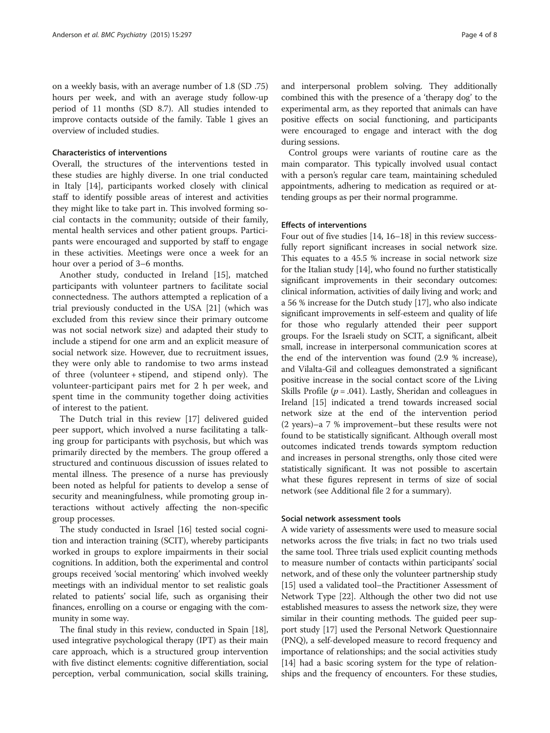on a weekly basis, with an average number of 1.8 (SD .75) hours per week, and with an average study follow-up period of 11 months (SD 8.7). All studies intended to improve contacts outside of the family. Table 1 gives an overview of included studies.

### Characteristics of interventions

Overall, the structures of the interventions tested in these studies are highly diverse. In one trial conducted in Italy [14], participants worked closely with clinical staff to identify possible areas of interest and activities they might like to take part in. This involved forming social contacts in the community; outside of their family, mental health services and other patient groups. Participants were encouraged and supported by staff to engage in these activities. Meetings were once a week for an hour over a period of 3–6 months.

Another study, conducted in Ireland [15], matched participants with volunteer partners to facilitate social connectedness. The authors attempted a replication of a trial previously conducted in the USA [21] (which was excluded from this review since their primary outcome was not social network size) and adapted their study to include a stipend for one arm and an explicit measure of social network size. However, due to recruitment issues, they were only able to randomise to two arms instead of three (volunteer + stipend, and stipend only). The volunteer-participant pairs met for 2 h per week, and spent time in the community together doing activities of interest to the patient.

The Dutch trial in this review [17] delivered guided peer support, which involved a nurse facilitating a talking group for participants with psychosis, but which was primarily directed by the members. The group offered a structured and continuous discussion of issues related to mental illness. The presence of a nurse has previously been noted as helpful for patients to develop a sense of security and meaningfulness, while promoting group interactions without actively affecting the non-specific group processes.

The study conducted in Israel [16] tested social cognition and interaction training (SCIT), whereby participants worked in groups to explore impairments in their social cognitions. In addition, both the experimental and control groups received 'social mentoring' which involved weekly meetings with an individual mentor to set realistic goals related to patients' social life, such as organising their finances, enrolling on a course or engaging with the community in some way.

The final study in this review, conducted in Spain [18], used integrative psychological therapy (IPT) as their main care approach, which is a structured group intervention with five distinct elements: cognitive differentiation, social perception, verbal communication, social skills training, and interpersonal problem solving. They additionally combined this with the presence of a 'therapy dog' to the experimental arm, as they reported that animals can have positive effects on social functioning, and participants were encouraged to engage and interact with the dog during sessions.

Control groups were variants of routine care as the main comparator. This typically involved usual contact with a person's regular care team, maintaining scheduled appointments, adhering to medication as required or attending groups as per their normal programme.

### Effects of interventions

Four out of five studies [14, 16–18] in this review successfully report significant increases in social network size. This equates to a 45.5 % increase in social network size for the Italian study [14], who found no further statistically significant improvements in their secondary outcomes: clinical information, activities of daily living and work; and a 56 % increase for the Dutch study [17], who also indicate significant improvements in self-esteem and quality of life for those who regularly attended their peer support groups. For the Israeli study on SCIT, a significant, albeit small, increase in interpersonal communication scores at the end of the intervention was found (2.9 % increase), and Vilalta-Gil and colleagues demonstrated a significant positive increase in the social contact score of the Living Skills Profile ($p = .041$). Lastly, Sheridan and colleagues in Ireland [15] indicated a trend towards increased social network size at the end of the intervention period (2 years)–a 7 % improvement–but these results were not found to be statistically significant. Although overall most outcomes indicated trends towards symptom reduction and increases in personal strengths, only those cited were statistically significant. It was not possible to ascertain what these figures represent in terms of size of social network (see Additional file 2 for a summary).

### Social network assessment tools

A wide variety of assessments were used to measure social networks across the five trials; in fact no two trials used the same tool. Three trials used explicit counting methods to measure number of contacts within participants' social network, and of these only the volunteer partnership study [15] used a validated tool–the Practitioner Assessment of Network Type [22]. Although the other two did not use established measures to assess the network size, they were similar in their counting methods. The guided peer support study [17] used the Personal Network Questionnaire (PNQ), a self-developed measure to record frequency and importance of relationships; and the social activities study [14] had a basic scoring system for the type of relationships and the frequency of encounters. For these studies,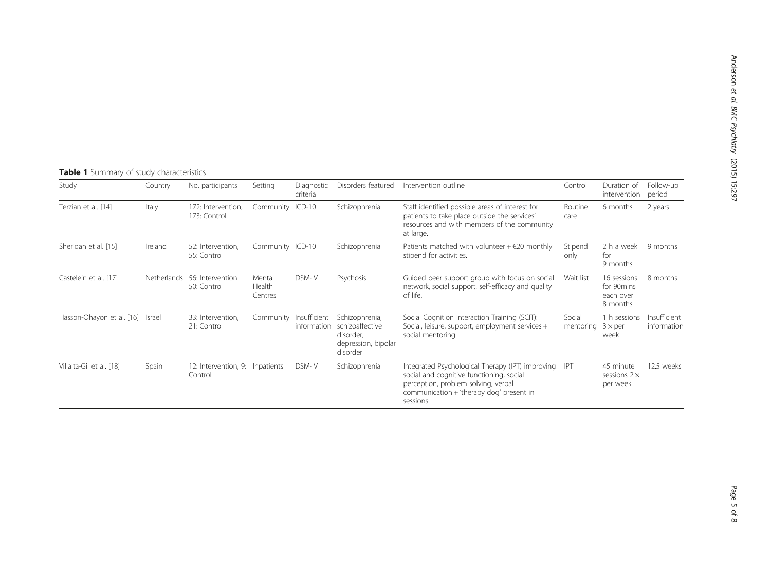**Table 1** Summary of study characteristics

| Study | Country | No. participants | Setting | Diagnostic criteria | Disorders featured | Intervention outline | Control | Duration of intervention | Follow-up period |
|---|---|---|---|---|---|---|---|---|---|
| Terzian et al. [14] | Italy | 172: Intervention, 173: Control | Community | ICD-10 | Schizophrenia | Staff identified possible areas of interest for patients to take place outside the services' resources and with members of the community at large. | Routine care | 6 months | 2 years |
| Sheridan et al. [15] | Ireland | 52: Intervention, 55: Control | Community | ICD-10 | Schizophrenia | Patients matched with volunteer + €20 monthly stipend for activities. | Stipend only | 2 h a week for 9 months | 9 months |
| Castelein et al. [17] | Netherlands | 56: Intervention 50: Control | Mental Health Centres | DSM-IV | Psychosis | Guided peer support group with focus on social network, social support, self-efficacy and quality of life. | Wait list | 16 sessions for 90mins each over 8 months | 8 months |
| Hasson-Ohayon et al. [16] | Israel | 33: Intervention, 21: Control | Community | Insufficient information | Schizophrenia, schizoaffective disorder, depression, bipolar disorder | Social Cognition Interaction Training (SCIT): Social, leisure, support, employment services + social mentoring | Social mentoring | 1 h sessions 3 × per week | Insufficient information |
| Villalta-Gil et al. [18] | Spain | 12: Intervention, 9: Control | Inpatients | DSM-IV | Schizophrenia | Integrated Psychological Therapy (IPT) improving social and cognitive functioning, social perception, problem solving, verbal communication + 'therapy dog' present in sessions | IPT | 45 minute sessions 2 × per week | 12.5 weeks |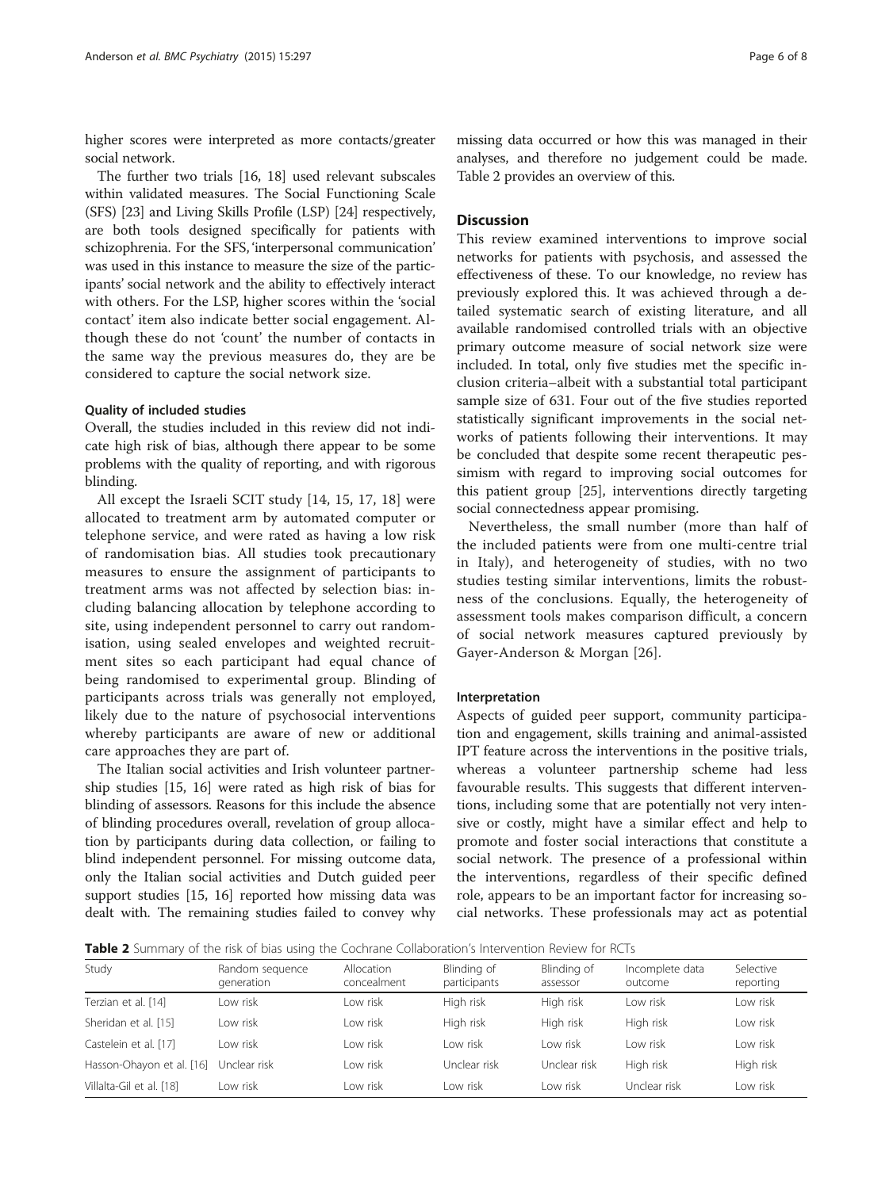higher scores were interpreted as more contacts/greater social network.

The further two trials [16, 18] used relevant subscales within validated measures. The Social Functioning Scale (SFS) [23] and Living Skills Profile (LSP) [24] respectively, are both tools designed specifically for patients with schizophrenia. For the SFS, 'interpersonal communication' was used in this instance to measure the size of the participants' social network and the ability to effectively interact with others. For the LSP, higher scores within the 'social contact' item also indicate better social engagement. Although these do not 'count' the number of contacts in the same way the previous measures do, they are be considered to capture the social network size.

#### Quality of included studies

Overall, the studies included in this review did not indicate high risk of bias, although there appear to be some problems with the quality of reporting, and with rigorous blinding.

All except the Israeli SCIT study [14, 15, 17, 18] were allocated to treatment arm by automated computer or telephone service, and were rated as having a low risk of randomisation bias. All studies took precautionary measures to ensure the assignment of participants to treatment arms was not affected by selection bias: including balancing allocation by telephone according to site, using independent personnel to carry out randomisation, using sealed envelopes and weighted recruitment sites so each participant had equal chance of being randomised to experimental group. Blinding of participants across trials was generally not employed, likely due to the nature of psychosocial interventions whereby participants are aware of new or additional care approaches they are part of.

The Italian social activities and Irish volunteer partnership studies [15, 16] were rated as high risk of bias for blinding of assessors. Reasons for this include the absence of blinding procedures overall, revelation of group allocation by participants during data collection, or failing to blind independent personnel. For missing outcome data, only the Italian social activities and Dutch guided peer support studies [15, 16] reported how missing data was dealt with. The remaining studies failed to convey why missing data occurred or how this was managed in their analyses, and therefore no judgement could be made. Table 2 provides an overview of this.

## Discussion

This review examined interventions to improve social networks for patients with psychosis, and assessed the effectiveness of these. To our knowledge, no review has previously explored this. It was achieved through a detailed systematic search of existing literature, and all available randomised controlled trials with an objective primary outcome measure of social network size were included. In total, only five studies met the specific inclusion criteria–albeit with a substantial total participant sample size of 631. Four out of the five studies reported statistically significant improvements in the social networks of patients following their interventions. It may be concluded that despite some recent therapeutic pessimism with regard to improving social outcomes for this patient group [25], interventions directly targeting social connectedness appear promising.

Nevertheless, the small number (more than half of the included patients were from one multi-centre trial in Italy), and heterogeneity of studies, with no two studies testing similar interventions, limits the robustness of the conclusions. Equally, the heterogeneity of assessment tools makes comparison difficult, a concern of social network measures captured previously by Gayer-Anderson & Morgan [26].

#### Interpretation

Aspects of guided peer support, community participation and engagement, skills training and animal-assisted IPT feature across the interventions in the positive trials, whereas a volunteer partnership scheme had less favourable results. This suggests that different interventions, including some that are potentially not very intensive or costly, might have a similar effect and help to promote and foster social interactions that constitute a social network. The presence of a professional within the interventions, regardless of their specific defined role, appears to be an important factor for increasing social networks. These professionals may act as potential

**Table 2** Summary of the risk of bias using the Cochrane Collaboration's Intervention Review for RCTs

| Study | Random sequence generation | Allocation concealment | Blinding of participants | Blinding of assessor | Incomplete data outcome | Selective reporting |
|---|---|---|---|---|---|---|
| Terzian et al. [14] | Low risk | Low risk | High risk | High risk | Low risk | Low risk |
| Sheridan et al. [15] | Low risk | Low risk | High risk | High risk | High risk | Low risk |
| Castelein et al. [17] | Low risk | Low risk | Low risk | Low risk | Low risk | Low risk |
| Hasson-Ohayon et al. [16] | Unclear risk | Low risk | Unclear risk | Unclear risk | High risk | High risk |
| Villalta-Gil et al. [18] | Low risk | Low risk | Low risk | Low risk | Unclear risk | Low risk |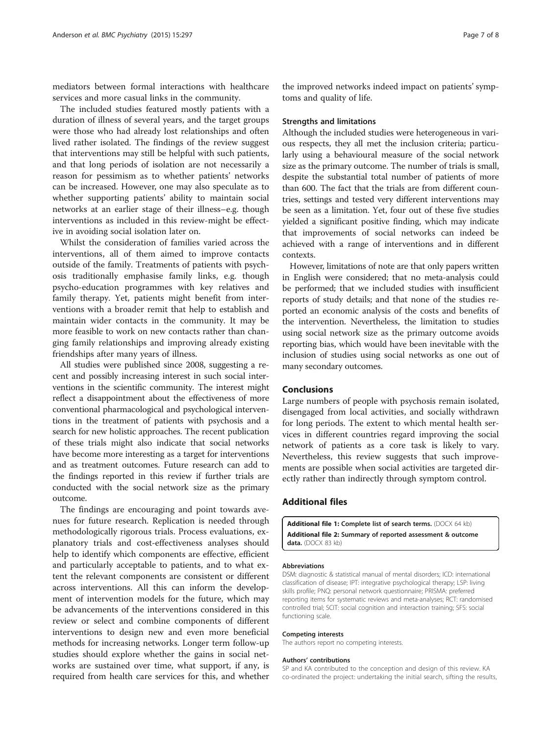mediators between formal interactions with healthcare services and more casual links in the community.

The included studies featured mostly patients with a duration of illness of several years, and the target groups were those who had already lost relationships and often lived rather isolated. The findings of the review suggest that interventions may still be helpful with such patients, and that long periods of isolation are not necessarily a reason for pessimism as to whether patients' networks can be increased. However, one may also speculate as to whether supporting patients' ability to maintain social networks at an earlier stage of their illness–e.g. though interventions as included in this review-might be effective in avoiding social isolation later on.

Whilst the consideration of families varied across the interventions, all of them aimed to improve contacts outside of the family. Treatments of patients with psychosis traditionally emphasise family links, e.g. though psycho-education programmes with key relatives and family therapy. Yet, patients might benefit from interventions with a broader remit that help to establish and maintain wider contacts in the community. It may be more feasible to work on new contacts rather than changing family relationships and improving already existing friendships after many years of illness.

All studies were published since 2008, suggesting a recent and possibly increasing interest in such social interventions in the scientific community. The interest might reflect a disappointment about the effectiveness of more conventional pharmacological and psychological interventions in the treatment of patients with psychosis and a search for new holistic approaches. The recent publication of these trials might also indicate that social networks have become more interesting as a target for interventions and as treatment outcomes. Future research can add to the findings reported in this review if further trials are conducted with the social network size as the primary outcome.

The findings are encouraging and point towards avenues for future research. Replication is needed through methodologically rigorous trials. Process evaluations, explanatory trials and cost-effectiveness analyses should help to identify which components are effective, efficient and particularly acceptable to patients, and to what extent the relevant components are consistent or different across interventions. All this can inform the development of intervention models for the future, which may be advancements of the interventions considered in this review or select and combine components of different interventions to design new and even more beneficial methods for increasing networks. Longer term follow-up studies should explore whether the gains in social networks are sustained over time, what support, if any, is required from health care services for this, and whether the improved networks indeed impact on patients' symptoms and quality of life.

### Strengths and limitations

Although the included studies were heterogeneous in various respects, they all met the inclusion criteria; particularly using a behavioural measure of the social network size as the primary outcome. The number of trials is small, despite the substantial total number of patients of more than 600. The fact that the trials are from different countries, settings and tested very different interventions may be seen as a limitation. Yet, four out of these five studies yielded a significant positive finding, which may indicate that improvements of social networks can indeed be achieved with a range of interventions and in different contexts.

However, limitations of note are that only papers written in English were considered; that no meta-analysis could be performed; that we included studies with insufficient reports of study details; and that none of the studies reported an economic analysis of the costs and benefits of the intervention. Nevertheless, the limitation to studies using social network size as the primary outcome avoids reporting bias, which would have been inevitable with the inclusion of studies using social networks as one out of many secondary outcomes.

## Conclusions

Large numbers of people with psychosis remain isolated, disengaged from local activities, and socially withdrawn for long periods. The extent to which mental health services in different countries regard improving the social network of patients as a core task is likely to vary. Nevertheless, this review suggests that such improvements are possible when social activities are targeted directly rather than indirectly through symptom control.

## Additional files

**Additional file 1: Complete list of search terms.** (DOCX 64 kb)
**Additional file 2: Summary of reported assessment & outcome data.** (DOCX 83 kb)

#### Abbreviations

DSM: diagnostic & statistical manual of mental disorders; ICD: international classification of disease; IPT: integrative psychological therapy; LSP: living skills profile; PNQ: personal network questionnaire; PRISMA: preferred reporting items for systematic reviews and meta-analyses; RCT: randomised controlled trial; SCIT: social cognition and interaction training; SFS: social functioning scale.

#### Competing interests

The authors report no competing interests.

#### Authors' contributions

SP and KA contributed to the conception and design of this review. KA co-ordinated the project: undertaking the initial search, sifting the results,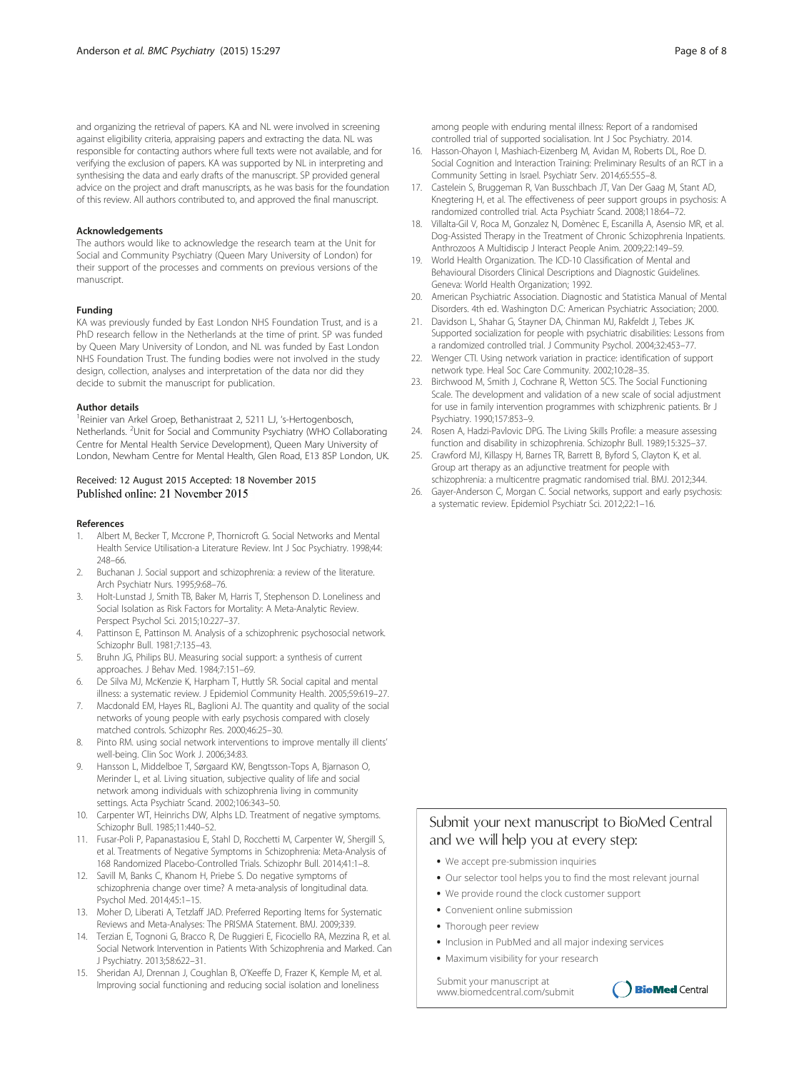and organizing the retrieval of papers. KA and NL were involved in screening against eligibility criteria, appraising papers and extracting the data. NL was responsible for contacting authors where full texts were not available, and for verifying the exclusion of papers. KA was supported by NL in interpreting and synthesising the data and early drafts of the manuscript. SP provided general advice on the project and draft manuscripts, as he was basis for the foundation of this review. All authors contributed to, and approved the final manuscript.

#### Acknowledgements

The authors would like to acknowledge the research team at the Unit for Social and Community Psychiatry (Queen Mary University of London) for their support of the processes and comments on previous versions of the manuscript.

#### Funding

KA was previously funded by East London NHS Foundation Trust, and is a PhD research fellow in the Netherlands at the time of print. SP was funded by Queen Mary University of London, and NL was funded by East London NHS Foundation Trust. The funding bodies were not involved in the study design, collection, analyses and interpretation of the data nor did they decide to submit the manuscript for publication.

#### Author details

[1]Reinier van Arkel Groep, Bethanistraat 2, 5211 LJ, 's-Hertogenbosch, Netherlands. [2]Unit for Social and Community Psychiatry (WHO Collaborating Centre for Mental Health Service Development), Queen Mary University of London, Newham Centre for Mental Health, Glen Road, E13 8SP London, UK.

Received: 12 August 2015 Accepted: 18 November 2015
Published online: 21 November 2015

#### References

1. Albert M, Becker T, Mccrone P, Thornicroft G. Social Networks and Mental Health Service Utilisation-a Literature Review. Int J Soc Psychiatry. 1998;44: 248–66.
2. Buchanan J. Social support and schizophrenia: a review of the literature. Arch Psychiatr Nurs. 1995;9:68–76.
3. Holt-Lunstad J, Smith TB, Baker M, Harris T, Stephenson D. Loneliness and Social Isolation as Risk Factors for Mortality: A Meta-Analytic Review. Perspect Psychol Sci. 2015;10:227–37.
4. Pattinson E, Pattinson M. Analysis of a schizophrenic psychosocial network. Schizophr Bull. 1981;7:135–43.
5. Bruhn JG, Philips BU. Measuring social support: a synthesis of current approaches. J Behav Med. 1984;7:151–69.
6. De Silva MJ, McKenzie K, Harpham T, Huttly SR. Social capital and mental illness: a systematic review. J Epidemiol Community Health. 2005;59:619–27.
7. Macdonald EM, Hayes RL, Baglioni AJ. The quantity and quality of the social networks of young people with early psychosis compared with closely matched controls. Schizophr Res. 2000;46:25–30.
8. Pinto RM. using social network interventions to improve mentally ill clients' well-being. Clin Soc Work J. 2006;34:83.
9. Hansson L, Middelboe T, Sørgaard KW, Bengtsson-Tops A, Bjarnason O, Merinder L, et al. Living situation, subjective quality of life and social network among individuals with schizophrenia living in community settings. Acta Psychiatr Scand. 2002;106:343–50.
10. Carpenter WT, Heinrichs DW, Alphs LD. Treatment of negative symptoms. Schizophr Bull. 1985;11:440–52.
11. Fusar-Poli P, Papanastasiou E, Stahl D, Rocchetti M, Carpenter W, Shergill S, et al. Treatments of Negative Symptoms in Schizophrenia: Meta-Analysis of 168 Randomized Placebo-Controlled Trials. Schizophr Bull. 2014;41:1–8.
12. Savill M, Banks C, Khanom H, Priebe S. Do negative symptoms of schizophrenia change over time? A meta-analysis of longitudinal data. Psychol Med. 2014;45:1–15.
13. Moher D, Liberati A, Tetzlaff JAD. Preferred Reporting Items for Systematic Reviews and Meta-Analyses: The PRISMA Statement. BMJ. 2009;339.
14. Terzian E, Tognoni G, Bracco R, De Ruggieri E, Ficociello RA, Mezzina R, et al. Social Network Intervention in Patients With Schizophrenia and Marked. Can J Psychiatry. 2013;58:622–31.
15. Sheridan AJ, Drennan J, Coughlan B, O'Keeffe D, Frazer K, Kemple M, et al. Improving social functioning and reducing social isolation and loneliness among people with enduring mental illness: Report of a randomised controlled trial of supported socialisation. Int J Soc Psychiatry. 2014.
16. Hasson-Ohayon I, Mashiach-Eizenberg M, Avidan M, Roberts DL, Roe D. Social Cognition and Interaction Training: Preliminary Results of an RCT in a Community Setting in Israel. Psychiatr Serv. 2014;65:555–8.
17. Castelein S, Bruggeman R, Van Busschbach JT, Van Der Gaag M, Stant AD, Knegtering H, et al. The effectiveness of peer support groups in psychosis: A randomized controlled trial. Acta Psychiatr Scand. 2008;118:64–72.
18. Villalta-Gil V, Roca M, Gonzalez N, Domènec E, Escanilla A, Asensio MR, et al. Dog-Assisted Therapy in the Treatment of Chronic Schizophrenia Inpatients. Anthrozoos A Multidiscip J Interact People Anim. 2009;22:149–59.
19. World Health Organization. The ICD-10 Classification of Mental and Behavioural Disorders Clinical Descriptions and Diagnostic Guidelines. Geneva: World Health Organization; 1992.
20. American Psychiatric Association. Diagnostic and Statistica Manual of Mental Disorders. 4th ed. Washington D.C: American Psychiatric Association; 2000.
21. Davidson L, Shahar G, Stayner DA, Chinman MJ, Rakfeldt J, Tebes JK. Supported socialization for people with psychiatric disabilities: Lessons from a randomized controlled trial. J Community Psychol. 2004;32:453–77.
22. Wenger CTI. Using network variation in practice: identification of support network type. Heal Soc Care Community. 2002;10:28–35.
23. Birchwood M, Smith J, Cochrane R, Wetton SCS. The Social Functioning Scale. The development and validation of a new scale of social adjustment for use in family intervention programmes with schizphrenic patients. Br J Psychiatry. 1990;157:853–9.
24. Rosen A, Hadzi-Pavlovic DPG. The Living Skills Profile: a measure assessing function and disability in schizophrenia. Schizophr Bull. 1989;15:325–37.
25. Crawford MJ, Killaspy H, Barnes TR, Barrett B, Byford S, Clayton K, et al. Group art therapy as an adjunctive treatment for people with schizophrenia: a multicentre pragmatic randomised trial. BMJ. 2012;344.
26. Gayer-Anderson C, Morgan C. Social networks, support and early psychosis: a systematic review. Epidemiol Psychiatr Sci. 2012;22:1–16.

Submit your next manuscript to BioMed Central and we will help you at every step:

- We accept pre-submission inquiries
- Our selector tool helps you to find the most relevant journal
- We provide round the clock customer support
- Convenient online submission
- Thorough peer review
- Inclusion in PubMed and all major indexing services
- Maximum visibility for your research

Submit your manuscript at www.biomedcentral.com/submit

BioMed Central